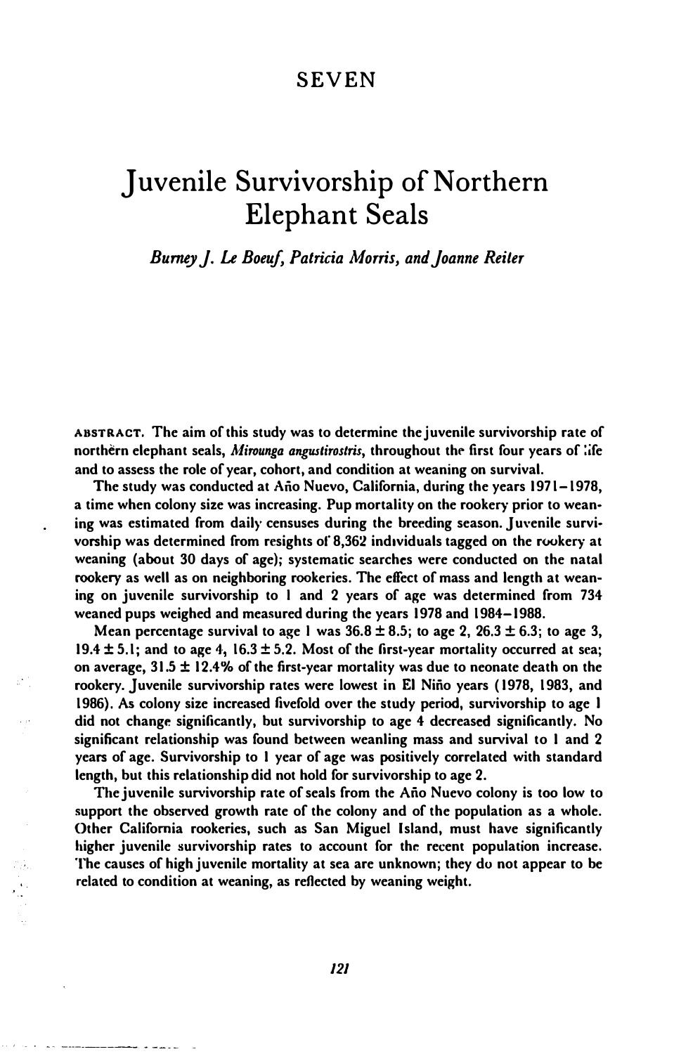# SEVEN

# Juvenile Survivorship of Northern Elephant Seals

*Burney J. Le Boeuf, Patricia Morris, and Joanne Reiter*

ABSTRACT. The aim of this study was to determine the juvenile survivorship rate of northern elephant seals, *Mirounga angustirostris*, throughout the first four years of life and to assess the role of year, cohort, and condition at weaning on survival.

The study was conducted at Año Nuevo, California, during the years 1971–1978, a time when colony size was increasing. Pup mortality on the rookery prior to weaning was estimated from daily censuses during the breeding season. Juvenile survivorship was determined from resights of 8,362 individuals tagged on the rookery at weaning (about 30 days of age); systematic searches were conducted on the natal rookery as well as on neighboring rookeries. The effect of mass and length at weaning on juvenile survivorship to 1 and 2 years of age was determined from 734 weaned pups weighed and measured during the years 1978 and 1984–1988.

Mean percentage survival to age 1 was 36.8 ± 8.5; to age 2, 26.3 ± 6.3; to age 3, 19.4 ± 5.1; and to age 4, 16.3 ± 5.2. Most of the first-year mortality occurred at sea; on average, 31.5 ± 12.4% of the first-year mortality was due to neonate death on the rookery. Juvenile survivorship rates were lowest in El Niño years (1978, 1983, and 1986). As colony size increased fivefold over the study period, survivorship to age 1 did not change significantly, but survivorship to age 4 decreased significantly. No significant relationship was found between weanling mass and survival to 1 and 2 years of age. Survivorship to 1 year of age was positively correlated with standard length, but this relationship did not hold for survivorship to age 2.

The juvenile survivorship rate of seals from the Año Nuevo colony is too low to support the observed growth rate of the colony and of the population as a whole. Other California rookeries, such as San Miguel Island, must have significantly higher juvenile survivorship rates to account for the recent population increase. The causes of high juvenile mortality at sea are unknown; they do not appear to be related to condition at weaning, as reflected by weaning weight.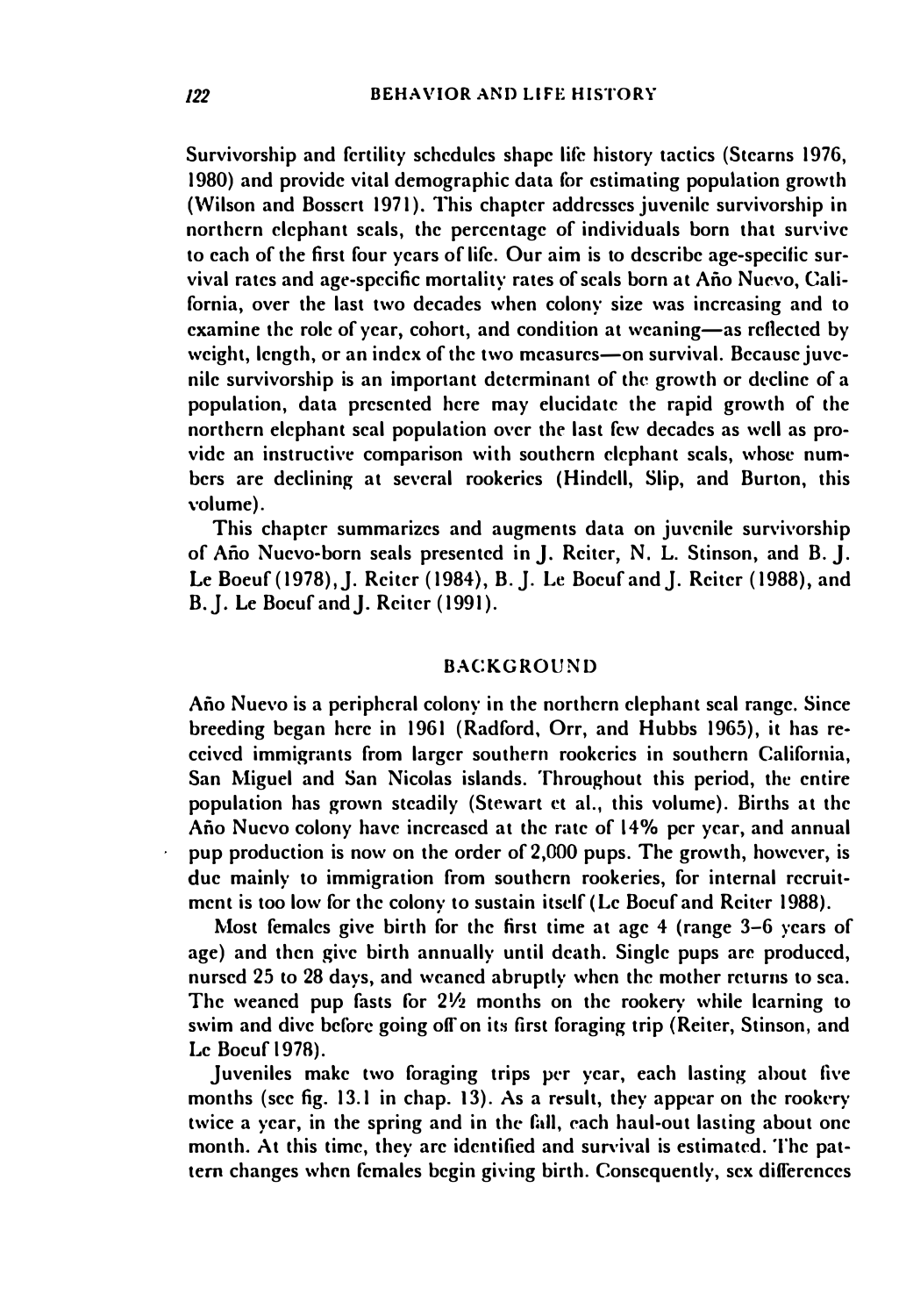Survivorship and fertility schedules shape life history tactics (Stearns 1976, 1980) and provide vital demographic data for estimating population growth (Wilson and Bossert 1971). This chapter addresses juvenile survivorship in northern elephant seals, the percentage of individuals born that survive to each of the first four years of life. Our aim is to describe age-specific survival rates and age-specific mortality rates of seals born at Año Nuevo, California, over the last two decades when colony size was increasing and to examine the role of year, cohort, and condition at weaning—as reflected by weight, length, or an index of the two measures—on survival. Because juvenile survivorship is an important determinant of the growth or decline of a population, data presented here may elucidate the rapid growth of the northern elephant seal population over the last few decades as well as provide an instructive comparison with southern elephant seals, whose numbers are declining at several rookeries (Hindell, Slip, and Burton, this volume).

This chapter summarizes and augments data on juvenile survivorship of Año Nuevo-born seals presented in J. Reiter, N. L. Stinson, and B. J. Le Boeuf (1978), J. Reiter (1984), B. J. Le Boeuf and J. Reiter (1988), and B. J. Le Boeuf and J. Reiter (1991).

## BACKGROUND

Año Nuevo is a peripheral colony in the northern elephant seal range. Since breeding began here in 1961 (Radford, Orr, and Hubbs 1965), it has received immigrants from larger southern rookeries in southern California, San Miguel and San Nicolas islands. Throughout this period, the entire population has grown steadily (Stewart et al., this volume). Births at the Año Nuevo colony have increased at the rate of 14% per year, and annual pup production is now on the order of 2,000 pups. The growth, however, is due mainly to immigration from southern rookeries, for internal recruitment is too low for the colony to sustain itself (Le Boeuf and Reiter 1988).

Most females give birth for the first time at age 4 (range 3–6 years of age) and then give birth annually until death. Single pups are produced, nursed 25 to 28 days, and weaned abruptly when the mother returns to sea. The weaned pup fasts for 2½ months on the rookery while learning to swim and dive before going off on its first foraging trip (Reiter, Stinson, and Le Boeuf 1978).

Juveniles make two foraging trips per year, each lasting about five months (see fig. 13.1 in chap. 13). As a result, they appear on the rookery twice a year, in the spring and in the fall, each haul-out lasting about one month. At this time, they are identified and survival is estimated. The pattern changes when females begin giving birth. Consequently, sex differences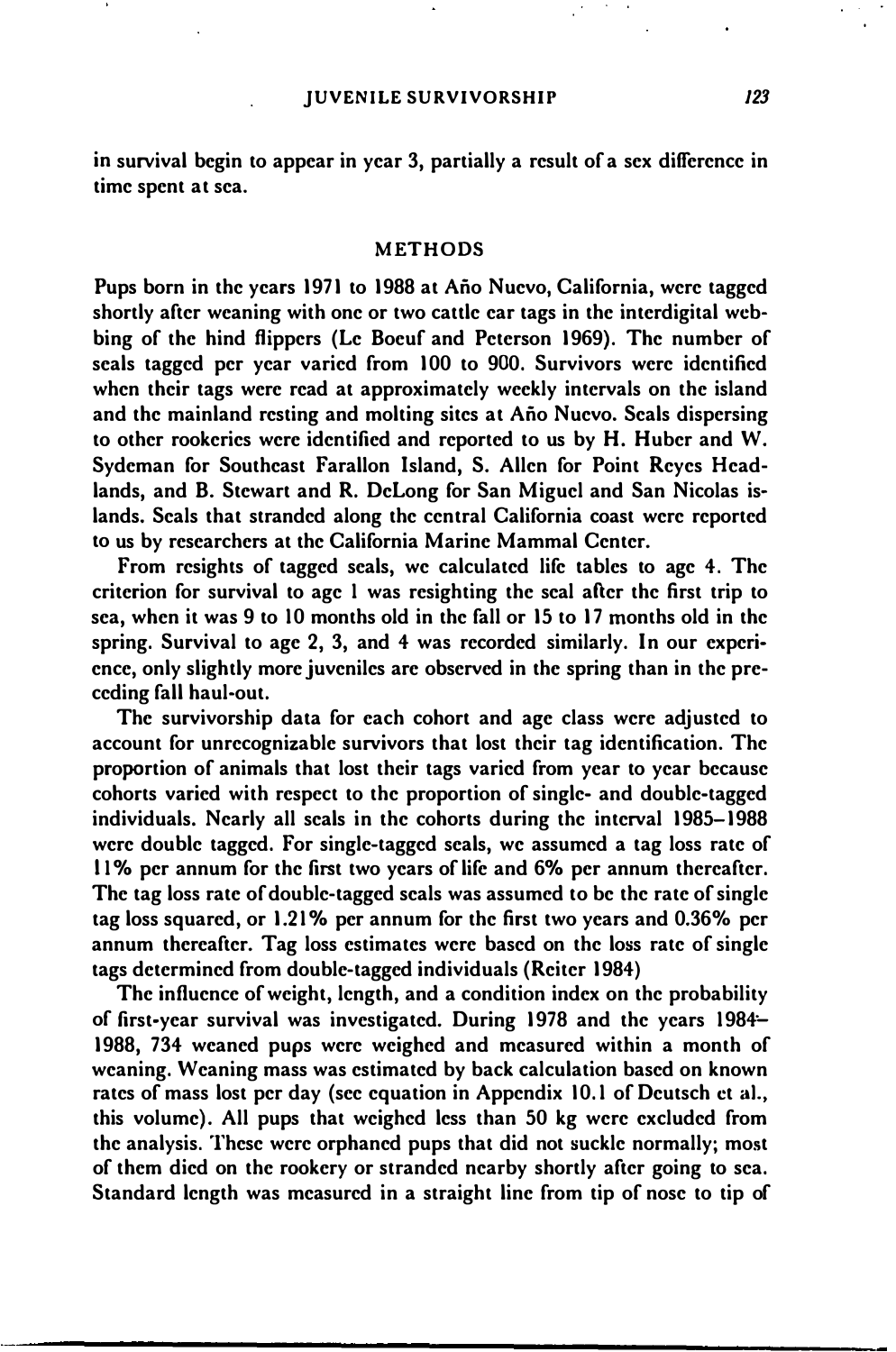in survival begin to appear in year 3, partially a result of a sex difference in time spent at sea.

## METHODS

Pups born in the years 1971 to 1988 at Año Nuevo, California, were tagged shortly after weaning with one or two cattle ear tags in the interdigital webbing of the hind flippers (Le Boeuf and Peterson 1969). The number of seals tagged per year varied from 100 to 900. Survivors were identified when their tags were read at approximately weekly intervals on the island and the mainland resting and molting sites at Año Nuevo. Seals dispersing to other rookeries were identified and reported to us by H. Huber and W. Sydeman for Southeast Farallon Island, S. Allen for Point Reyes Headlands, and B. Stewart and R. DeLong for San Miguel and San Nicolas islands. Seals that stranded along the central California coast were reported to us by researchers at the California Marine Mammal Center.

From resights of tagged seals, we calculated life tables to age 4. The criterion for survival to age 1 was resighting the seal after the first trip to sea, when it was 9 to 10 months old in the fall or 15 to 17 months old in the spring. Survival to age 2, 3, and 4 was recorded similarly. In our experience, only slightly more juveniles are observed in the spring than in the preceding fall haul-out.

The survivorship data for each cohort and age class were adjusted to account for unrecognizable survivors that lost their tag identification. The proportion of animals that lost their tags varied from year to year because cohorts varied with respect to the proportion of single- and double-tagged individuals. Nearly all seals in the cohorts during the interval 1985–1988 were double tagged. For single-tagged seals, we assumed a tag loss rate of 11% per annum for the first two years of life and 6% per annum thereafter. The tag loss rate of double-tagged seals was assumed to be the rate of single tag loss squared, or 1.21% per annum for the first two years and 0.36% per annum thereafter. Tag loss estimates were based on the loss rate of single tags determined from double-tagged individuals (Reiter 1984)

The influence of weight, length, and a condition index on the probability of first-year survival was investigated. During 1978 and the years 1984–1988, 734 weaned pups were weighed and measured within a month of weaning. Weaning mass was estimated by back calculation based on known rates of mass lost per day (see equation in Appendix 10.1 of Deutsch et al., this volume). All pups that weighed less than 50 kg were excluded from the analysis. These were orphaned pups that did not suckle normally; most of them died on the rookery or stranded nearby shortly after going to sea. Standard length was measured in a straight line from tip of nose to tip of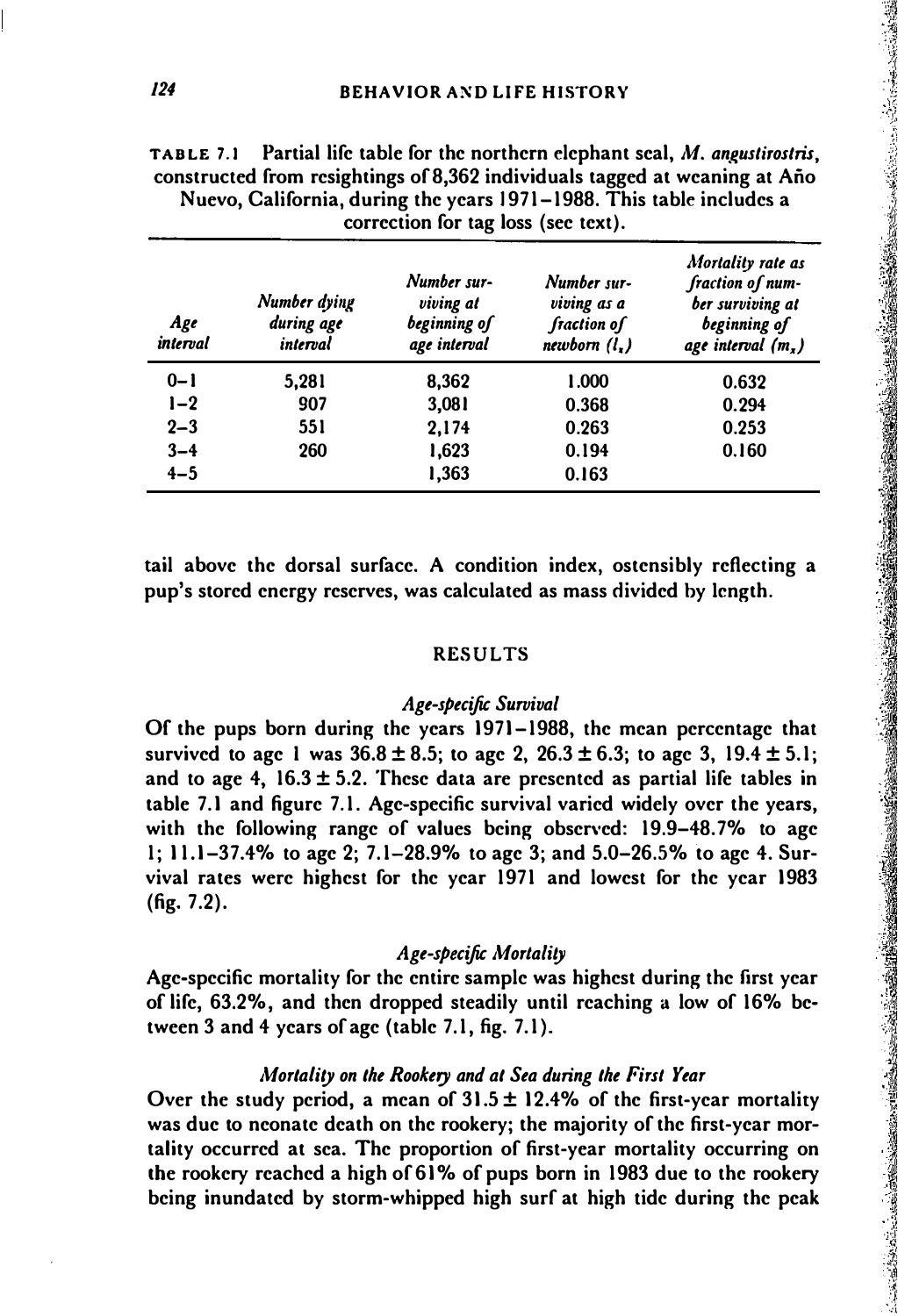TABLE 7.1 Partial life table for the northern elephant seal, *M. angustirostris*, constructed from resightings of 8,362 individuals tagged at weaning at Año Nuevo, California, during the years 1971–1988. This table includes a correction for tag loss (see text).

| *Age interval* | *Number dying during age interval* | *Number surviving at beginning of age interval* | *Number surviving as a fraction of newborn ($l_x$)* | *Mortality rate as fraction of number surviving at beginning of age interval ($m_x$)* |
|---|---|---|---|---|
| 0–1 | 5,281 | 8,362 | 1.000 | 0.632 |
| 1–2 | 907 | 3,081 | 0.368 | 0.294 |
| 2–3 | 551 | 2,174 | 0.263 | 0.253 |
| 3–4 | 260 | 1,623 | 0.194 | 0.160 |
| 4–5 | | 1,363 | 0.163 | |

tail above the dorsal surface. A condition index, ostensibly reflecting a pup's stored energy reserves, was calculated as mass divided by length.

## RESULTS

### *Age-specific Survival*

Of the pups born during the years 1971–1988, the mean percentage that survived to age 1 was 36.8 ± 8.5; to age 2, 26.3 ± 6.3; to age 3, 19.4 ± 5.1; and to age 4, 16.3 ± 5.2. These data are presented as partial life tables in table 7.1 and figure 7.1. Age-specific survival varied widely over the years, with the following range of values being observed: 19.9–48.7% to age 1; 11.1–37.4% to age 2; 7.1–28.9% to age 3; and 5.0–26.5% to age 4. Survival rates were highest for the year 1971 and lowest for the year 1983 (fig. 7.2).

### *Age-specific Mortality*

Age-specific mortality for the entire sample was highest during the first year of life, 63.2%, and then dropped steadily until reaching a low of 16% between 3 and 4 years of age (table 7.1, fig. 7.1).

### *Mortality on the Rookery and at Sea during the First Year*

Over the study period, a mean of 31.5 ± 12.4% of the first-year mortality was due to neonate death on the rookery; the majority of the first-year mortality occurred at sea. The proportion of first-year mortality occurring on the rookery reached a high of 61% of pups born in 1983 due to the rookery being inundated by storm-whipped high surf at high tide during the peak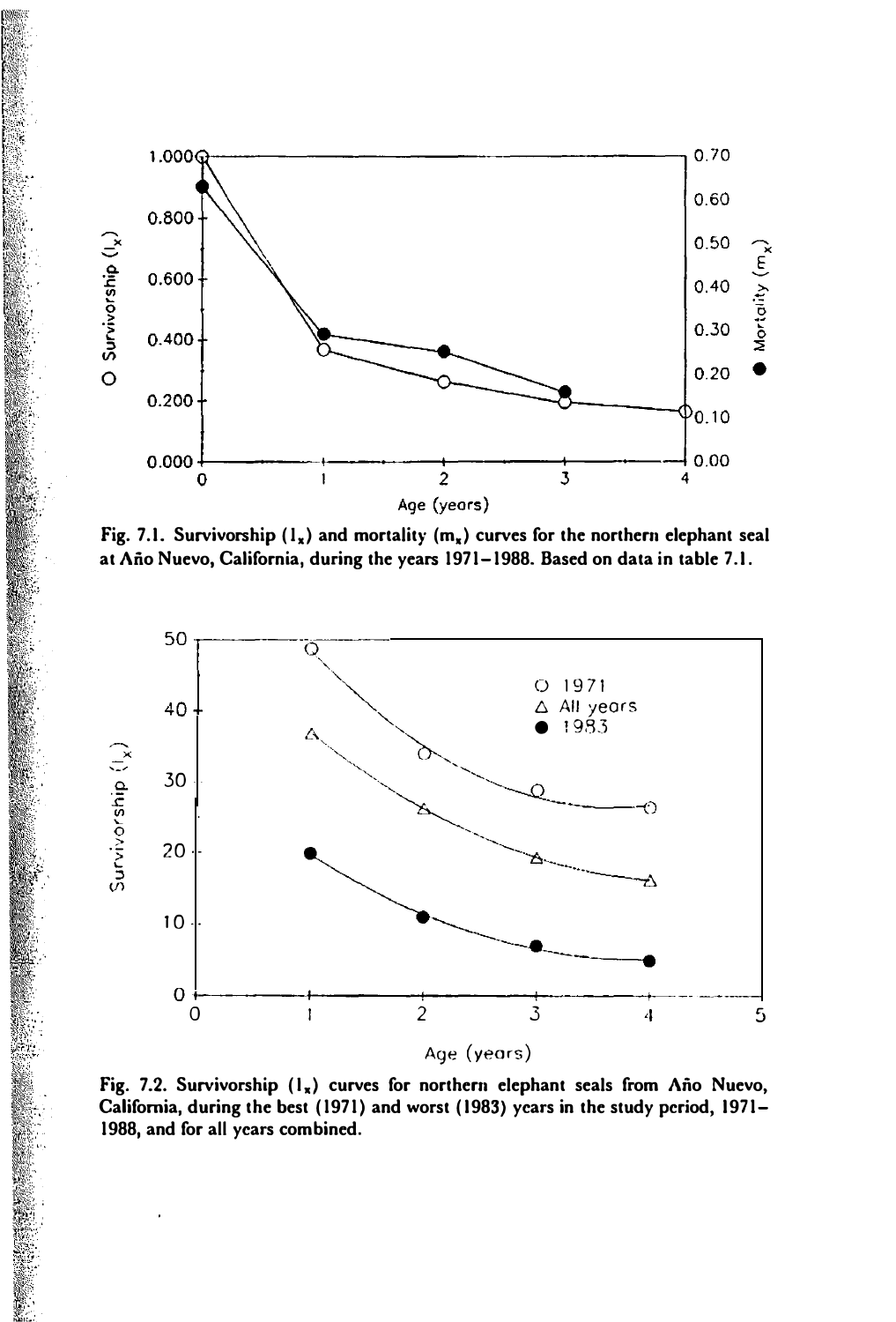Fig. 7.1. Survivorship ($l_x$) and mortality ($m_x$) curves for the northern elephant seal at Año Nuevo, California, during the years 1971–1988. Based on data in table 7.1.

Fig. 7.2. Survivorship ($l_x$) curves for northern elephant seals from Año Nuevo, California, during the best (1971) and worst (1983) years in the study period, 1971–1988, and for all years combined.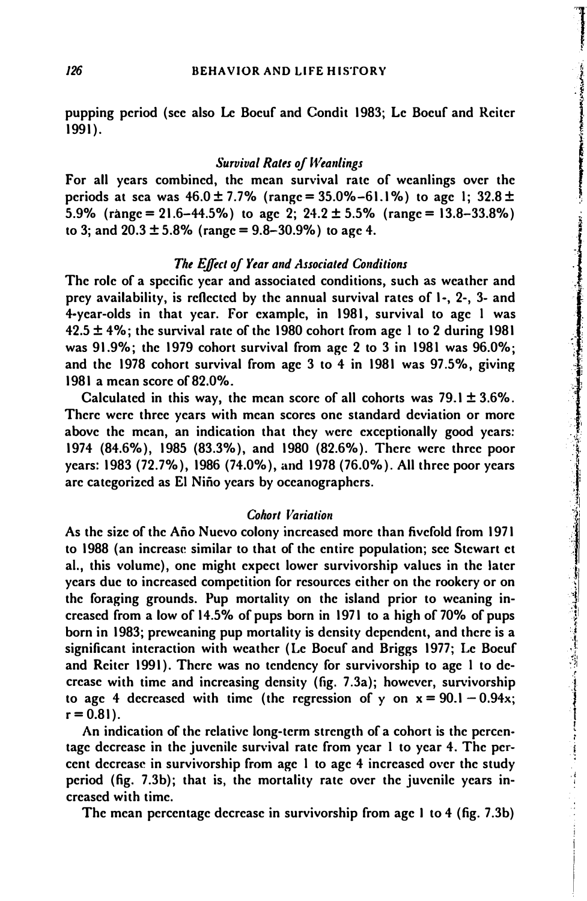pupping period (see also Le Boeuf and Condit 1983; Le Boeuf and Reiter 1991).

### *Survival Rates of Weanlings*

For all years combined, the mean survival rate of weanlings over the periods at sea was 46.0 ± 7.7% (range = 35.0%–61.1%) to age 1; 32.8 ± 5.9% (range = 21.6–44.5%) to age 2; 24.2 ± 5.5% (range = 13.8–33.8%) to 3; and 20.3 ± 5.8% (range = 9.8–30.9%) to age 4.

### *The Effect of Year and Associated Conditions*

The role of a specific year and associated conditions, such as weather and prey availability, is reflected by the annual survival rates of 1-, 2-, 3- and 4-year-olds in that year. For example, in 1981, survival to age 1 was 42.5 ± 4%; the survival rate of the 1980 cohort from age 1 to 2 during 1981 was 91.9%; the 1979 cohort survival from age 2 to 3 in 1981 was 96.0%; and the 1978 cohort survival from age 3 to 4 in 1981 was 97.5%, giving 1981 a mean score of 82.0%.

Calculated in this way, the mean score of all cohorts was 79.1 ± 3.6%. There were three years with mean scores one standard deviation or more above the mean, an indication that they were exceptionally good years: 1974 (84.6%), 1985 (83.3%), and 1980 (82.6%). There were three poor years: 1983 (72.7%), 1986 (74.0%), and 1978 (76.0%). All three poor years are categorized as El Niño years by oceanographers.

### *Cohort Variation*

As the size of the Año Nuevo colony increased more than fivefold from 1971 to 1988 (an increase similar to that of the entire population; see Stewart et al., this volume), one might expect lower survivorship values in the later years due to increased competition for resources either on the rookery or on the foraging grounds. Pup mortality on the island prior to weaning increased from a low of 14.5% of pups born in 1971 to a high of 70% of pups born in 1983; preweaning pup mortality is density dependent, and there is a significant interaction with weather (Le Boeuf and Briggs 1977; Le Boeuf and Reiter 1991). There was no tendency for survivorship to age 1 to decrease with time and increasing density (fig. 7.3a); however, survivorship to age 4 decreased with time (the regression of y on $x = 90.1 - 0.94x$; $r = 0.81$).

An indication of the relative long-term strength of a cohort is the percentage decrease in the juvenile survival rate from year 1 to year 4. The percent decrease in survivorship from age 1 to age 4 increased over the study period (fig. 7.3b); that is, the mortality rate over the juvenile years increased with time.

The mean percentage decrease in survivorship from age 1 to 4 (fig. 7.3b)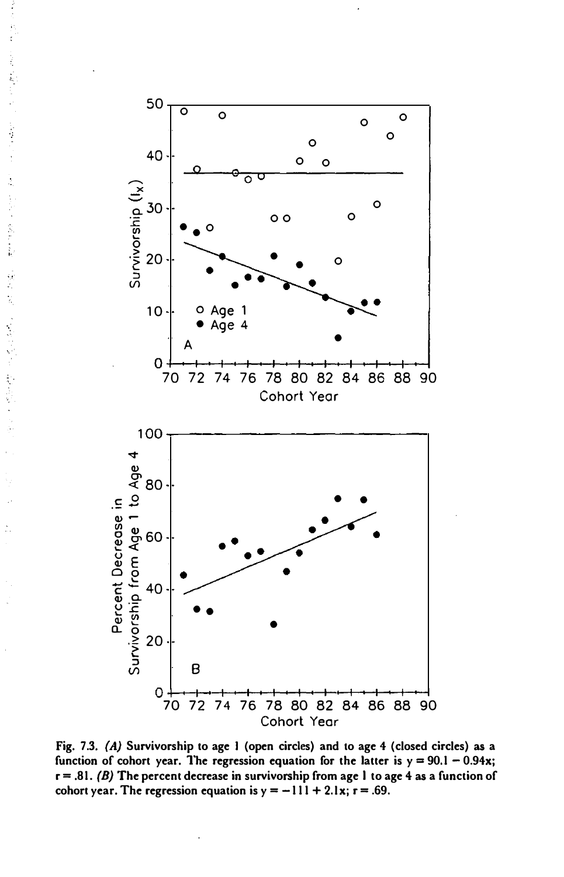Fig. 7.3. *(A)* Survivorship to age 1 (open circles) and to age 4 (closed circles) as a function of cohort year. The regression equation for the latter is $y = 90.1 - 0.94x$; $r = .81$. *(B)* The percent decrease in survivorship from age 1 to age 4 as a function of cohort year. The regression equation is $y = -111 + 2.1x$; $r = .69$.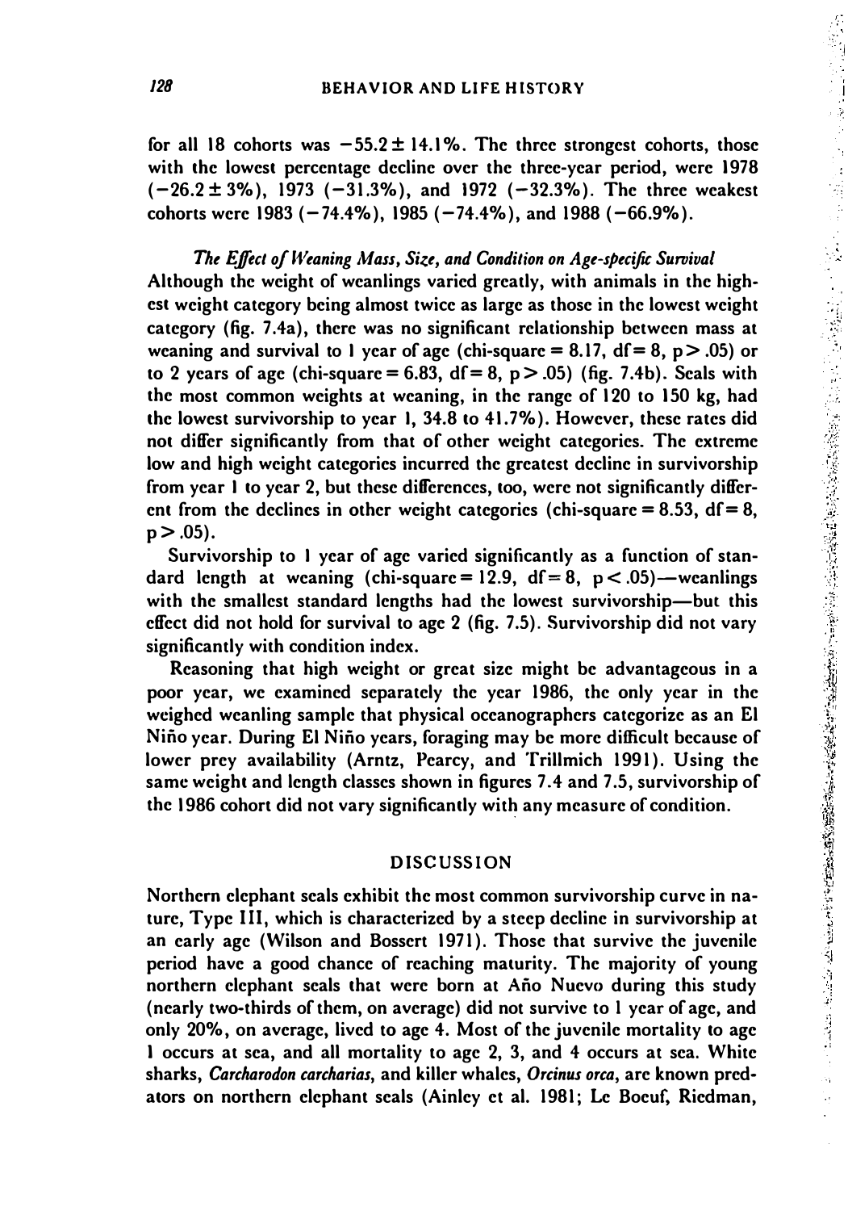for all 18 cohorts was −55.2 ± 14.1%. The three strongest cohorts, those with the lowest percentage decline over the three-year period, were 1978 (−26.2 ± 3%), 1973 (−31.3%), and 1972 (−32.3%). The three weakest cohorts were 1983 (−74.4%), 1985 (−74.4%), and 1988 (−66.9%).

### *The Effect of Weaning Mass, Size, and Condition on Age-specific Survival*

Although the weight of weanlings varied greatly, with animals in the highest weight category being almost twice as large as those in the lowest weight category (fig. 7.4a), there was no significant relationship between mass at weaning and survival to 1 year of age (chi-square = 8.17, df = 8, $p > .05$) or to 2 years of age (chi-square = 6.83, df = 8, $p > .05$) (fig. 7.4b). Seals with the most common weights at weaning, in the range of 120 to 150 kg, had the lowest survivorship to year 1, 34.8 to 41.7%). However, these rates did not differ significantly from that of other weight categories. The extreme low and high weight categories incurred the greatest decline in survivorship from year 1 to year 2, but these differences, too, were not significantly different from the declines in other weight categories (chi-square = 8.53, df = 8, $p > .05$).

Survivorship to 1 year of age varied significantly as a function of standard length at weaning (chi-square = 12.9, df = 8, $p < .05$)—weanlings with the smallest standard lengths had the lowest survivorship—but this effect did not hold for survival to age 2 (fig. 7.5). Survivorship did not vary significantly with condition index.

Reasoning that high weight or great size might be advantageous in a poor year, we examined separately the year 1986, the only year in the weighed weanling sample that physical oceanographers categorize as an El Niño year. During El Niño years, foraging may be more difficult because of lower prey availability (Arntz, Pearcy, and Trillmich 1991). Using the same weight and length classes shown in figures 7.4 and 7.5, survivorship of the 1986 cohort did not vary significantly with any measure of condition.

## DISCUSSION

Northern elephant seals exhibit the most common survivorship curve in nature, Type III, which is characterized by a steep decline in survivorship at an early age (Wilson and Bossert 1971). Those that survive the juvenile period have a good chance of reaching maturity. The majority of young northern elephant seals that were born at Año Nuevo during this study (nearly two-thirds of them, on average) did not survive to 1 year of age, and only 20%, on average, lived to age 4. Most of the juvenile mortality to age 1 occurs at sea, and all mortality to age 2, 3, and 4 occurs at sea. White sharks, *Carcharodon carcharias*, and killer whales, *Orcinus orca*, are known predators on northern elephant seals (Ainley et al. 1981; Le Boeuf, Riedman,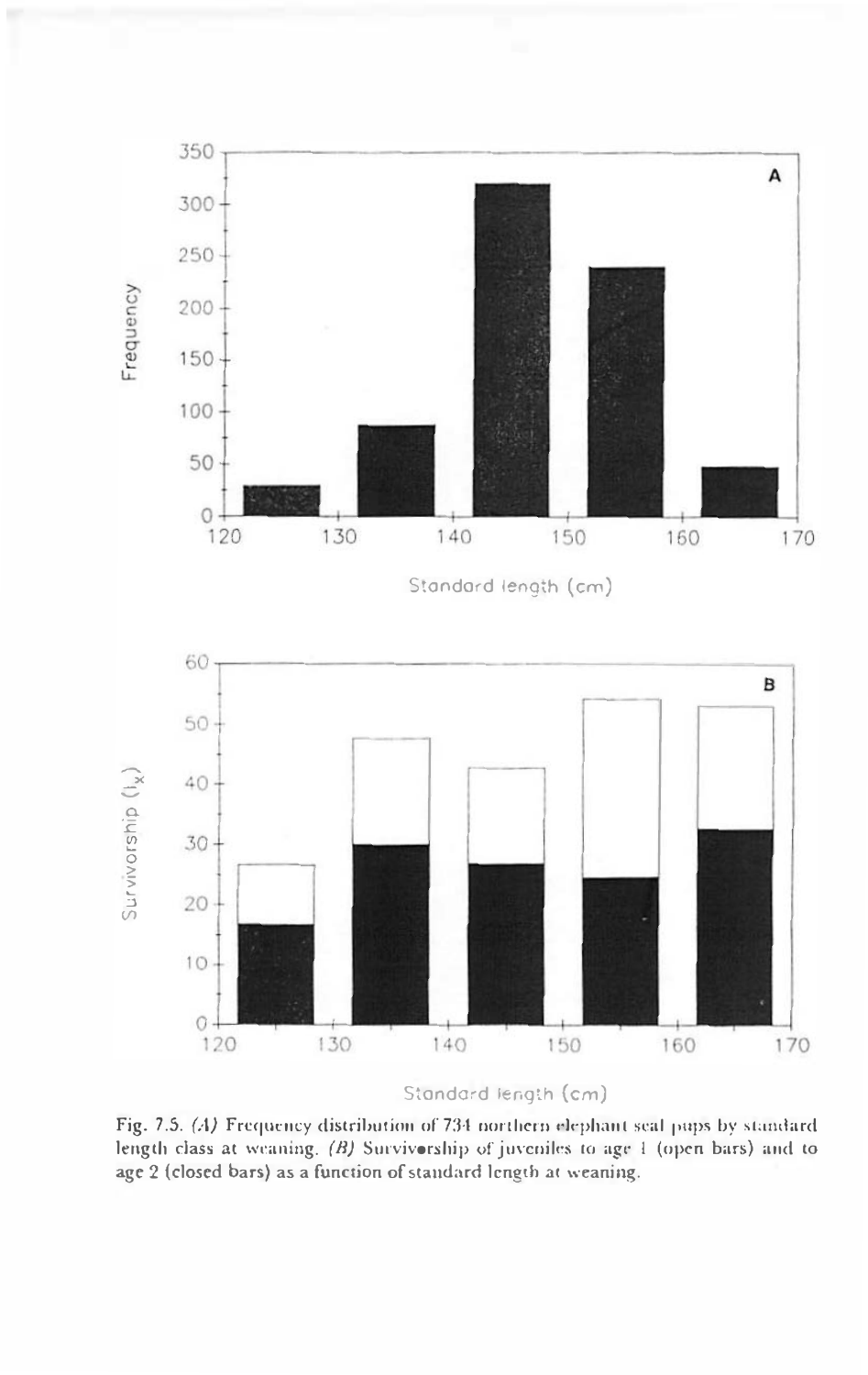Fig. 7.5. *(A)* Frequency distribution of 734 northern elephant seal pups by standard length class at weaning. *(B)* Survivorship of juveniles to age 1 (open bars) and to age 2 (closed bars) as a function of standard length at weaning.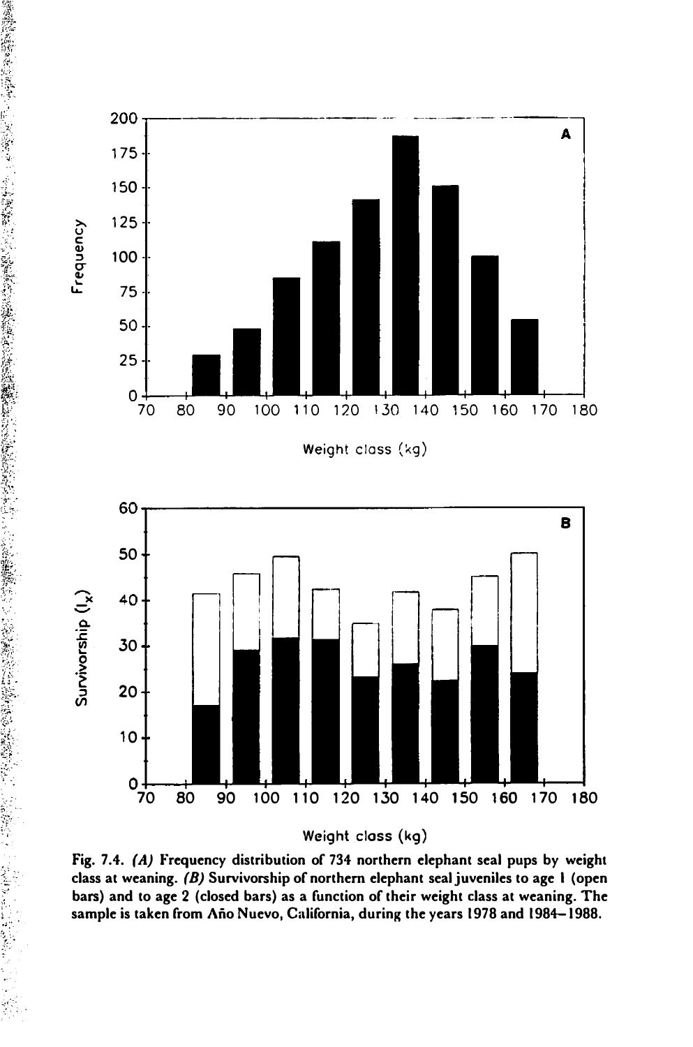Fig. 7.4. *(A)* Frequency distribution of 734 northern elephant seal pups by weight class at weaning. *(B)* Survivorship of northern elephant seal juveniles to age 1 (open bars) and to age 2 (closed bars) as a function of their weight class at weaning. The sample is taken from Año Nuevo, California, during the years 1978 and 1984–1988.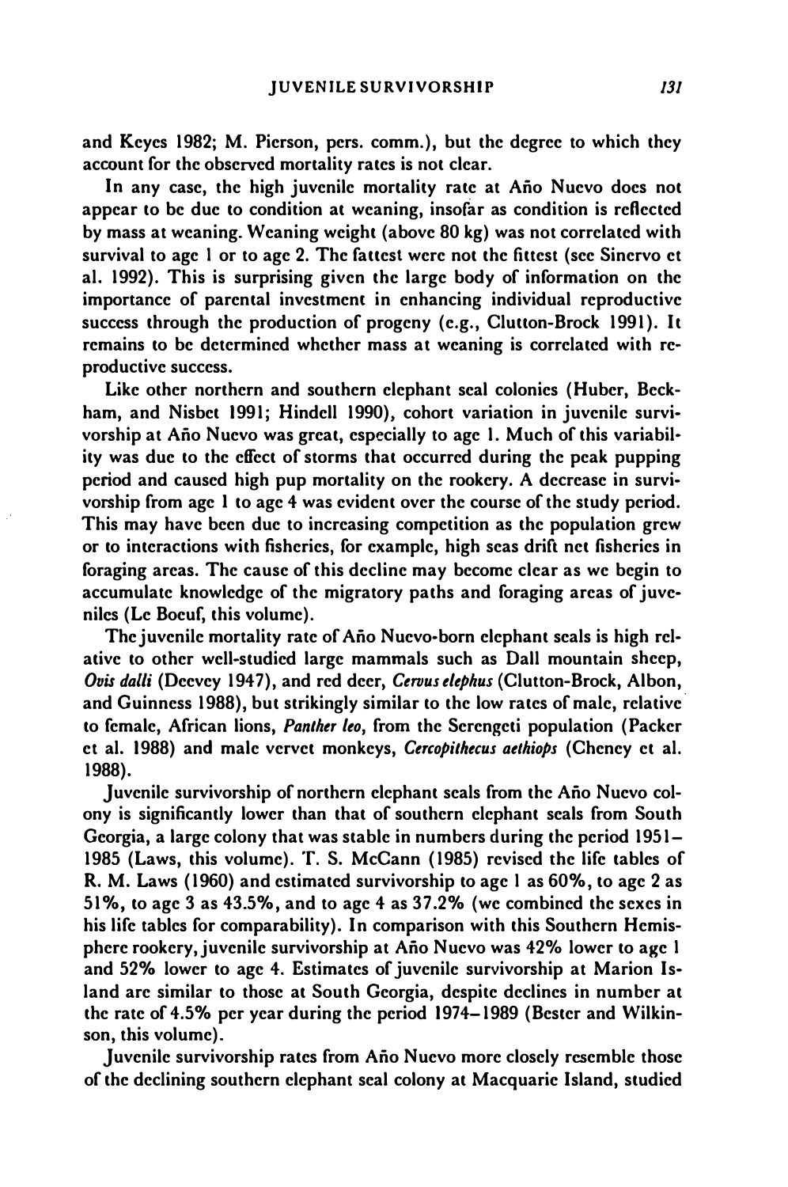and Keyes 1982; M. Pierson, pers. comm.), but the degree to which they account for the observed mortality rates is not clear.

In any case, the high juvenile mortality rate at Año Nuevo does not appear to be due to condition at weaning, insofar as condition is reflected by mass at weaning. Weaning weight (above 80 kg) was not correlated with survival to age 1 or to age 2. The fattest were not the fittest (see Sinervo et al. 1992). This is surprising given the large body of information on the importance of parental investment in enhancing individual reproductive success through the production of progeny (e.g., Clutton-Brock 1991). It remains to be determined whether mass at weaning is correlated with reproductive success.

Like other northern and southern elephant seal colonies (Huber, Beckham, and Nisbet 1991; Hindell 1990), cohort variation in juvenile survivorship at Año Nuevo was great, especially to age 1. Much of this variability was due to the effect of storms that occurred during the peak pupping period and caused high pup mortality on the rookery. A decrease in survivorship from age 1 to age 4 was evident over the course of the study period. This may have been due to increasing competition as the population grew or to interactions with fisheries, for example, high seas drift net fisheries in foraging areas. The cause of this decline may become clear as we begin to accumulate knowledge of the migratory paths and foraging areas of juveniles (Le Boeuf, this volume).

The juvenile mortality rate of Año Nuevo-born elephant seals is high relative to other well-studied large mammals such as Dall mountain sheep, *Ovis dalli* (Deevey 1947), and red deer, *Cervus elephus* (Clutton-Brock, Albon, and Guinness 1988), but strikingly similar to the low rates of male, relative to female, African lions, *Panther leo*, from the Serengeti population (Packer et al. 1988) and male vervet monkeys, *Cercopithecus aethiops* (Cheney et al. 1988).

Juvenile survivorship of northern elephant seals from the Año Nuevo colony is significantly lower than that of southern elephant seals from South Georgia, a large colony that was stable in numbers during the period 1951–1985 (Laws, this volume). T. S. McCann (1985) revised the life tables of R. M. Laws (1960) and estimated survivorship to age 1 as 60%, to age 2 as 51%, to age 3 as 43.5%, and to age 4 as 37.2% (we combined the sexes in his life tables for comparability). In comparison with this Southern Hemisphere rookery, juvenile survivorship at Año Nuevo was 42% lower to age 1 and 52% lower to age 4. Estimates of juvenile survivorship at Marion Island are similar to those at South Georgia, despite declines in number at the rate of 4.5% per year during the period 1974–1989 (Bester and Wilkinson, this volume).

Juvenile survivorship rates from Año Nuevo more closely resemble those of the declining southern elephant seal colony at Macquarie Island, studied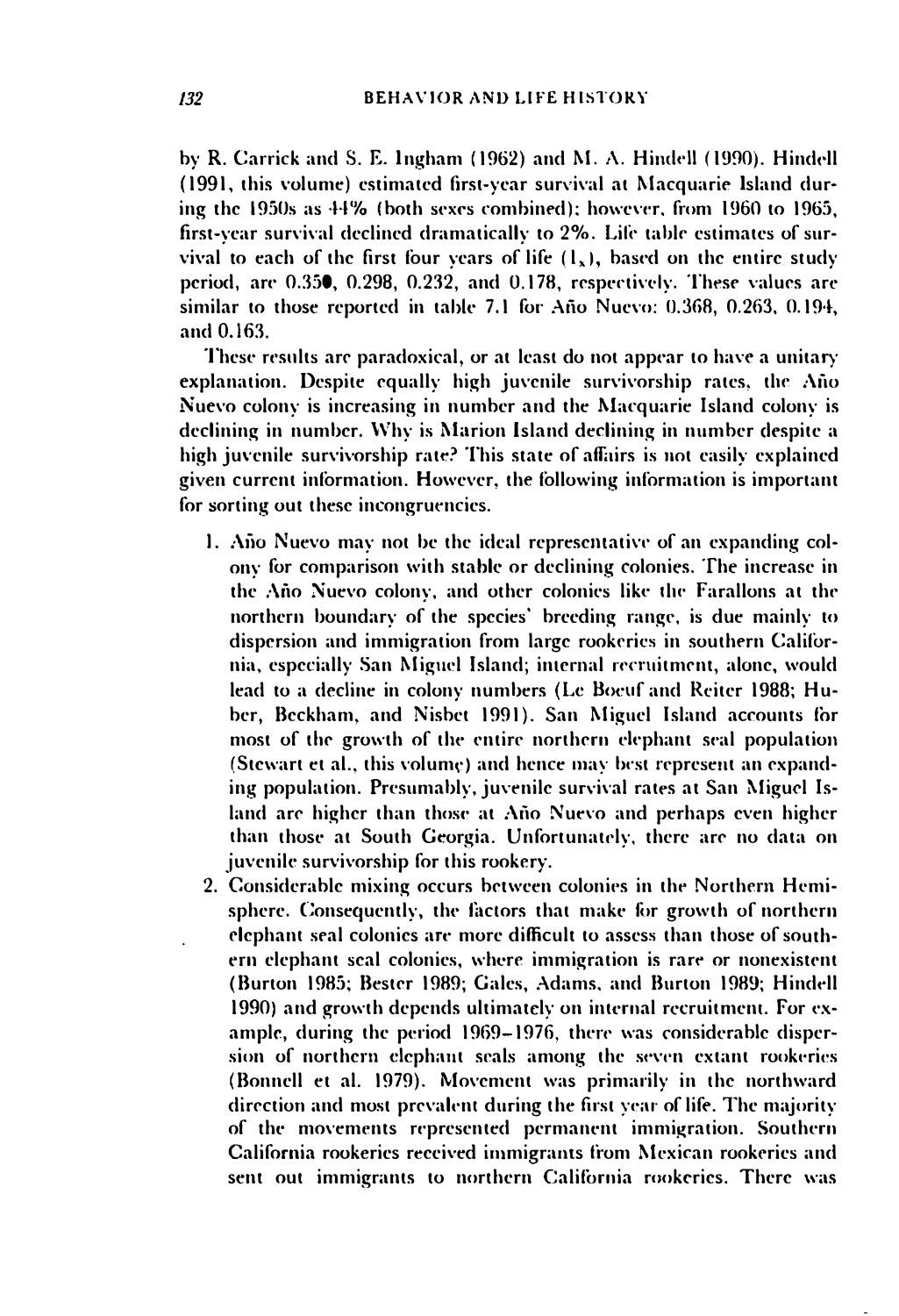by R. Carrick and S. E. Ingham (1962) and M. A. Hindell (1990). Hindell (1991, this volume) estimated first-year survival at Macquarie Island during the 1950s as 44% (both sexes combined); however, from 1960 to 1965, first-year survival declined dramatically to 2%. Life table estimates of survival to each of the first four years of life ($l_x$), based on the entire study period, are 0.350, 0.298, 0.232, and 0.178, respectively. These values are similar to those reported in table 7.1 for Año Nuevo: 0.368, 0.263, 0.194, and 0.163.

These results are paradoxical, or at least do not appear to have a unitary explanation. Despite equally high juvenile survivorship rates, the Año Nuevo colony is increasing in number and the Macquarie Island colony is declining in number. Why is Marion Island declining in number despite a high juvenile survivorship rate? This state of affairs is not easily explained given current information. However, the following information is important for sorting out these incongruencies.

1. Año Nuevo may not be the ideal representative of an expanding colony for comparison with stable or declining colonies. The increase in the Año Nuevo colony, and other colonies like the Farallons at the northern boundary of the species' breeding range, is due mainly to dispersion and immigration from large rookeries in southern California, especially San Miguel Island; internal recruitment, alone, would lead to a decline in colony numbers (Le Boeuf and Reiter 1988; Huber, Beckham, and Nisbet 1991). San Miguel Island accounts for most of the growth of the entire northern elephant seal population (Stewart et al., this volume) and hence may best represent an expanding population. Presumably, juvenile survival rates at San Miguel Island are higher than those at Año Nuevo and perhaps even higher than those at South Georgia. Unfortunately, there are no data on juvenile survivorship for this rookery.
2. Considerable mixing occurs between colonies in the Northern Hemisphere. Consequently, the factors that make for growth of northern elephant seal colonies are more difficult to assess than those of southern elephant seal colonies, where immigration is rare or nonexistent (Burton 1985; Bester 1989; Gales, Adams, and Burton 1989; Hindell 1990) and growth depends ultimately on internal recruitment. For example, during the period 1969–1976, there was considerable dispersion of northern elephant seals among the seven extant rookeries (Bonnell et al. 1979). Movement was primarily in the northward direction and most prevalent during the first year of life. The majority of the movements represented permanent immigration. Southern California rookeries received immigrants from Mexican rookeries and sent out immigrants to northern California rookeries. There was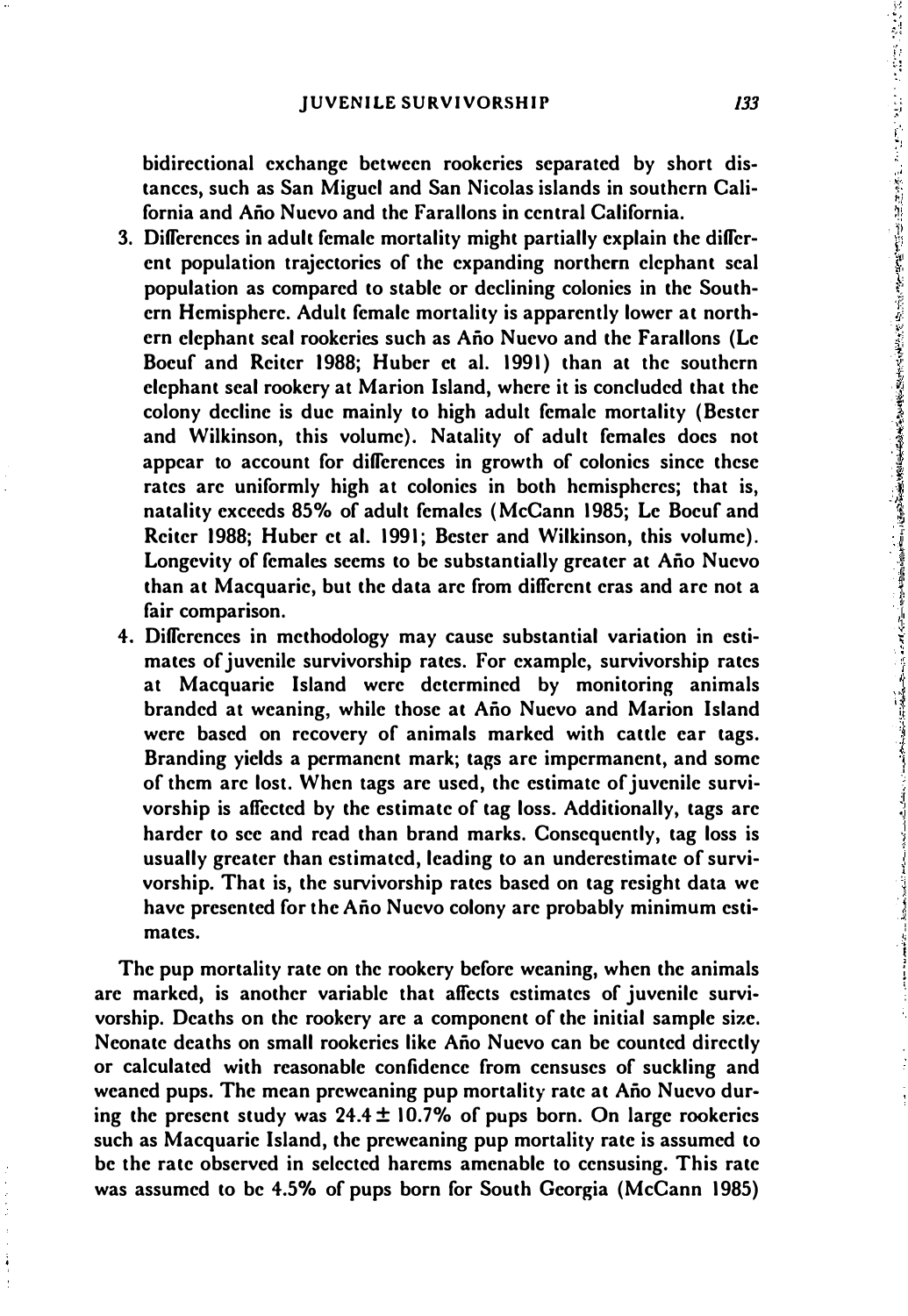bidirectional exchange between rookeries separated by short distances, such as San Miguel and San Nicolas islands in southern California and Año Nuevo and the Farallons in central California.

3. Differences in adult female mortality might partially explain the different population trajectories of the expanding northern elephant seal population as compared to stable or declining colonies in the Southern Hemisphere. Adult female mortality is apparently lower at northern elephant seal rookeries such as Año Nuevo and the Farallons (Le Boeuf and Reiter 1988; Huber et al. 1991) than at the southern elephant seal rookery at Marion Island, where it is concluded that the colony decline is due mainly to high adult female mortality (Bester and Wilkinson, this volume). Natality of adult females does not appear to account for differences in growth of colonies since these rates are uniformly high at colonies in both hemispheres; that is, natality exceeds 85% of adult females (McCann 1985; Le Boeuf and Reiter 1988; Huber et al. 1991; Bester and Wilkinson, this volume). Longevity of females seems to be substantially greater at Año Nuevo than at Macquarie, but the data are from different eras and are not a fair comparison.
4. Differences in methodology may cause substantial variation in estimates of juvenile survivorship rates. For example, survivorship rates at Macquarie Island were determined by monitoring animals branded at weaning, while those at Año Nuevo and Marion Island were based on recovery of animals marked with cattle ear tags. Branding yields a permanent mark; tags are impermanent, and some of them are lost. When tags are used, the estimate of juvenile survivorship is affected by the estimate of tag loss. Additionally, tags are harder to see and read than brand marks. Consequently, tag loss is usually greater than estimated, leading to an underestimate of survivorship. That is, the survivorship rates based on tag resight data we have presented for the Año Nuevo colony are probably minimum estimates.

The pup mortality rate on the rookery before weaning, when the animals are marked, is another variable that affects estimates of juvenile survivorship. Deaths on the rookery are a component of the initial sample size. Neonate deaths on small rookeries like Año Nuevo can be counted directly or calculated with reasonable confidence from censuses of suckling and weaned pups. The mean preweaning pup mortality rate at Año Nuevo during the present study was 24.4 ± 10.7% of pups born. On large rookeries such as Macquarie Island, the preweaning pup mortality rate is assumed to be the rate observed in selected harems amenable to censusing. This rate was assumed to be 4.5% of pups born for South Georgia (McCann 1985)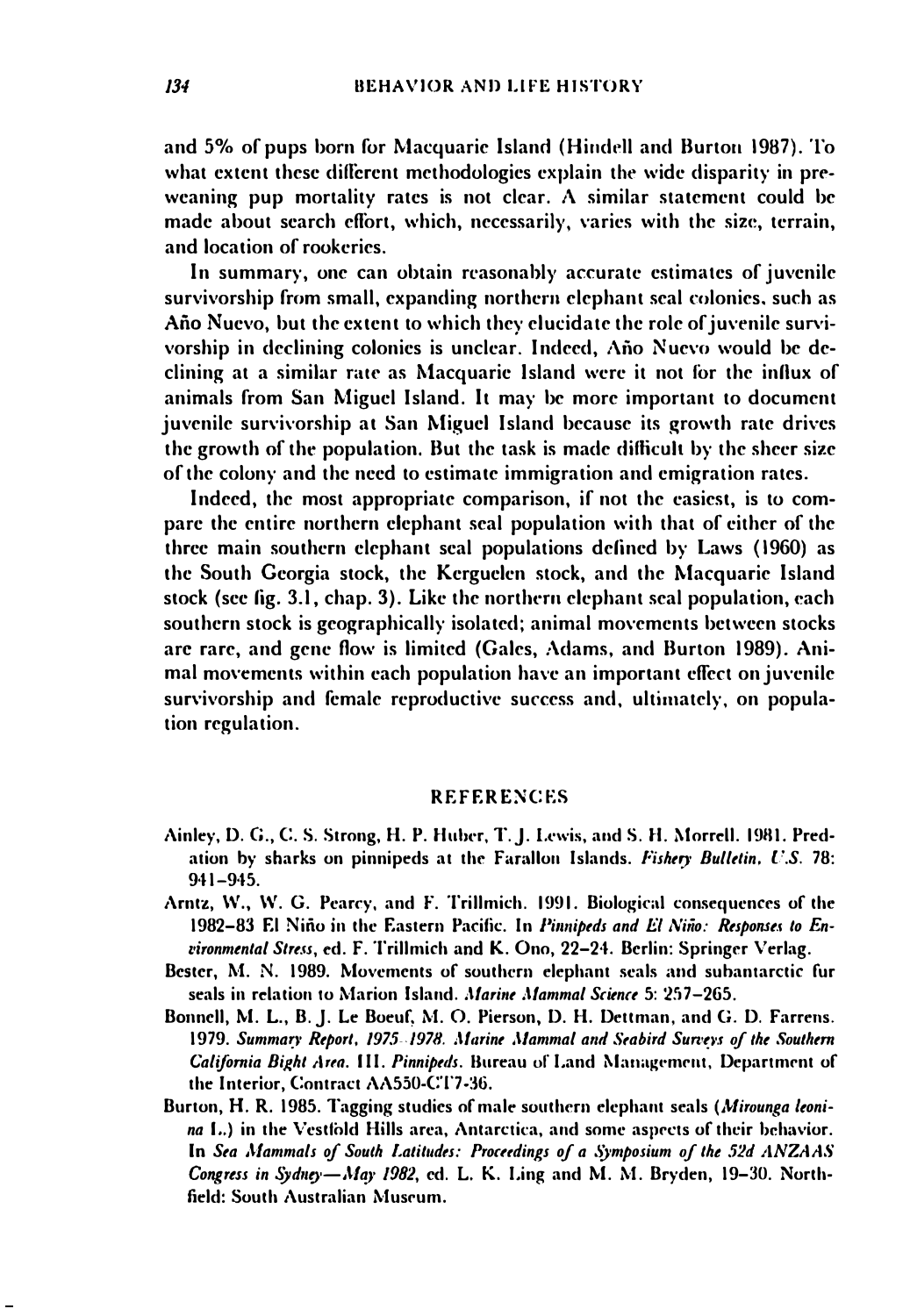and 5% of pups born for Macquarie Island (Hindell and Burton 1987). To what extent these different methodologies explain the wide disparity in preweaning pup mortality rates is not clear. A similar statement could be made about search effort, which, necessarily, varies with the size, terrain, and location of rookeries.

In summary, one can obtain reasonably accurate estimates of juvenile survivorship from small, expanding northern elephant seal colonies, such as Año Nuevo, but the extent to which they elucidate the role of juvenile survivorship in declining colonies is unclear. Indeed, Año Nuevo would be declining at a similar rate as Macquarie Island were it not for the influx of animals from San Miguel Island. It may be more important to document juvenile survivorship at San Miguel Island because its growth rate drives the growth of the population. But the task is made difficult by the sheer size of the colony and the need to estimate immigration and emigration rates.

Indeed, the most appropriate comparison, if not the easiest, is to compare the entire northern elephant seal population with that of either of the three main southern elephant seal populations defined by Laws (1960) as the South Georgia stock, the Kerguelen stock, and the Macquarie Island stock (see fig. 3.1, chap. 3). Like the northern elephant seal population, each southern stock is geographically isolated; animal movements between stocks are rare, and gene flow is limited (Gales, Adams, and Burton 1989). Animal movements within each population have an important effect on juvenile survivorship and female reproductive success and, ultimately, on population regulation.

## REFERENCES

Ainley, D. G., C. S. Strong, H. P. Huber, T. J. Lewis, and S. H. Morrell. 1981. Predation by sharks on pinnipeds at the Farallon Islands. *Fishery Bulletin, U.S.* 78: 941–945.

Arntz, W., W. G. Pearcy, and F. Trillmich. 1991. Biological consequences of the 1982–83 El Niño in the Eastern Pacific. In *Pinnipeds and El Niño: Responses to Environmental Stress*, ed. F. Trillmich and K. Ono, 22–24. Berlin: Springer Verlag.

Bester, M. N. 1989. Movements of southern elephant seals and subantarctic fur seals in relation to Marion Island. *Marine Mammal Science* 5: 257–265.

Bonnell, M. L., B. J. Le Boeuf, M. O. Pierson, D. H. Dettman, and G. D. Farrens. 1979. *Summary Report, 1975–1978. Marine Mammal and Seabird Surveys of the Southern California Bight Area. III. Pinnipeds.* Bureau of Land Management, Department of the Interior, Contract AA550-CT7-36.

Burton, H. R. 1985. Tagging studies of male southern elephant seals (*Mirounga leonina* L.) in the Vestfold Hills area, Antarctica, and some aspects of their behavior. In *Sea Mammals of South Latitudes: Proceedings of a Symposium of the 52d ANZAAS Congress in Sydney—May 1982*, ed. L. K. Ling and M. M. Bryden, 19–30. Northfield: South Australian Museum.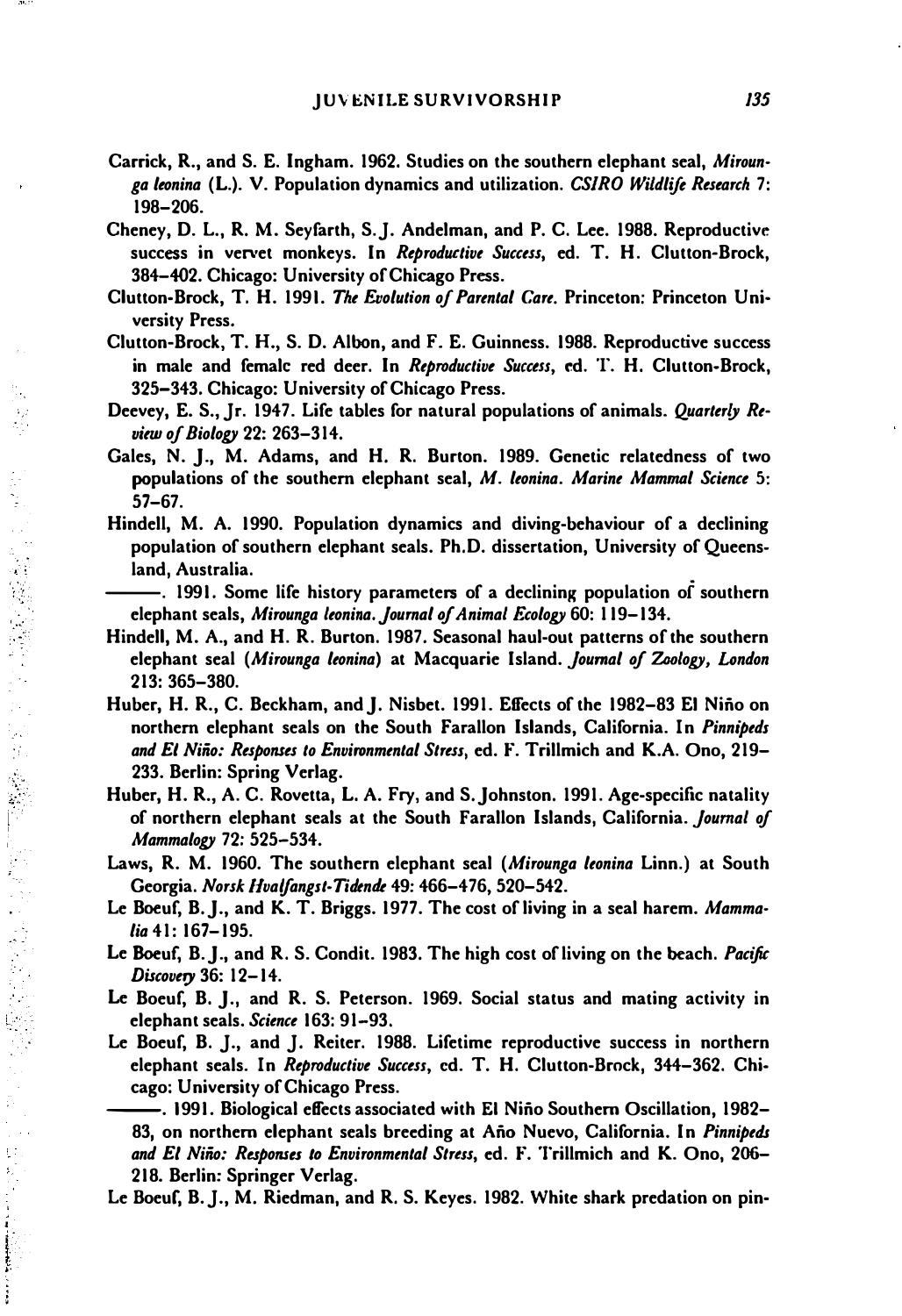Carrick, R., and S. E. Ingham. 1962. Studies on the southern elephant seal, *Mirounga leonina* (L.). V. Population dynamics and utilization. *CSIRO Wildlife Research* 7: 198–206.

Cheney, D. L., R. M. Seyfarth, S. J. Andelman, and P. C. Lee. 1988. Reproductive success in vervet monkeys. In *Reproductive Success*, ed. T. H. Clutton-Brock, 384–402. Chicago: University of Chicago Press.

Clutton-Brock, T. H. 1991. *The Evolution of Parental Care.* Princeton: Princeton University Press.

Clutton-Brock, T. H., S. D. Albon, and F. E. Guinness. 1988. Reproductive success in male and female red deer. In *Reproductive Success*, ed. T. H. Clutton-Brock, 325–343. Chicago: University of Chicago Press.

Deevey, E. S., Jr. 1947. Life tables for natural populations of animals. *Quarterly Review of Biology* 22: 263–314.

Gales, N. J., M. Adams, and H. R. Burton. 1989. Genetic relatedness of two populations of the southern elephant seal, *M. leonina*. *Marine Mammal Science* 5: 57–67.

Hindell, M. A. 1990. Population dynamics and diving-behaviour of a declining population of southern elephant seals. Ph.D. dissertation, University of Queensland, Australia.

———. 1991. Some life history parameters of a declining population of southern elephant seals, *Mirounga leonina*. *Journal of Animal Ecology* 60: 119–134.

Hindell, M. A., and H. R. Burton. 1987. Seasonal haul-out patterns of the southern elephant seal (*Mirounga leonina*) at Macquarie Island. *Journal of Zoology, London* 213: 365–380.

Huber, H. R., C. Beckham, and J. Nisbet. 1991. Effects of the 1982–83 El Niño on northern elephant seals on the South Farallon Islands, California. In *Pinnipeds and El Niño: Responses to Environmental Stress*, ed. F. Trillmich and K.A. Ono, 219–233. Berlin: Spring Verlag.

Huber, H. R., A. C. Rovetta, L. A. Fry, and S. Johnston. 1991. Age-specific natality of northern elephant seals at the South Farallon Islands, California. *Journal of Mammalogy* 72: 525–534.

Laws, R. M. 1960. The southern elephant seal (*Mirounga leonina* Linn.) at South Georgia. *Norsk Hvalfangst-Tidende* 49: 466–476, 520–542.

Le Boeuf, B. J., and K. T. Briggs. 1977. The cost of living in a seal harem. *Mammalia* 41: 167–195.

Le Boeuf, B. J., and R. S. Condit. 1983. The high cost of living on the beach. *Pacific Discovery* 36: 12–14.

Le Boeuf, B. J., and R. S. Peterson. 1969. Social status and mating activity in elephant seals. *Science* 163: 91–93.

Le Boeuf, B. J., and J. Reiter. 1988. Lifetime reproductive success in northern elephant seals. In *Reproductive Success*, ed. T. H. Clutton-Brock, 344–362. Chicago: University of Chicago Press.

———. 1991. Biological effects associated with El Niño Southern Oscillation, 1982–83, on northern elephant seals breeding at Año Nuevo, California. In *Pinnipeds and El Niño: Responses to Environmental Stress*, ed. F. Trillmich and K. Ono, 206–218. Berlin: Springer Verlag.

Le Boeuf, B. J., M. Riedman, and R. S. Keyes. 1982. White shark predation on pin-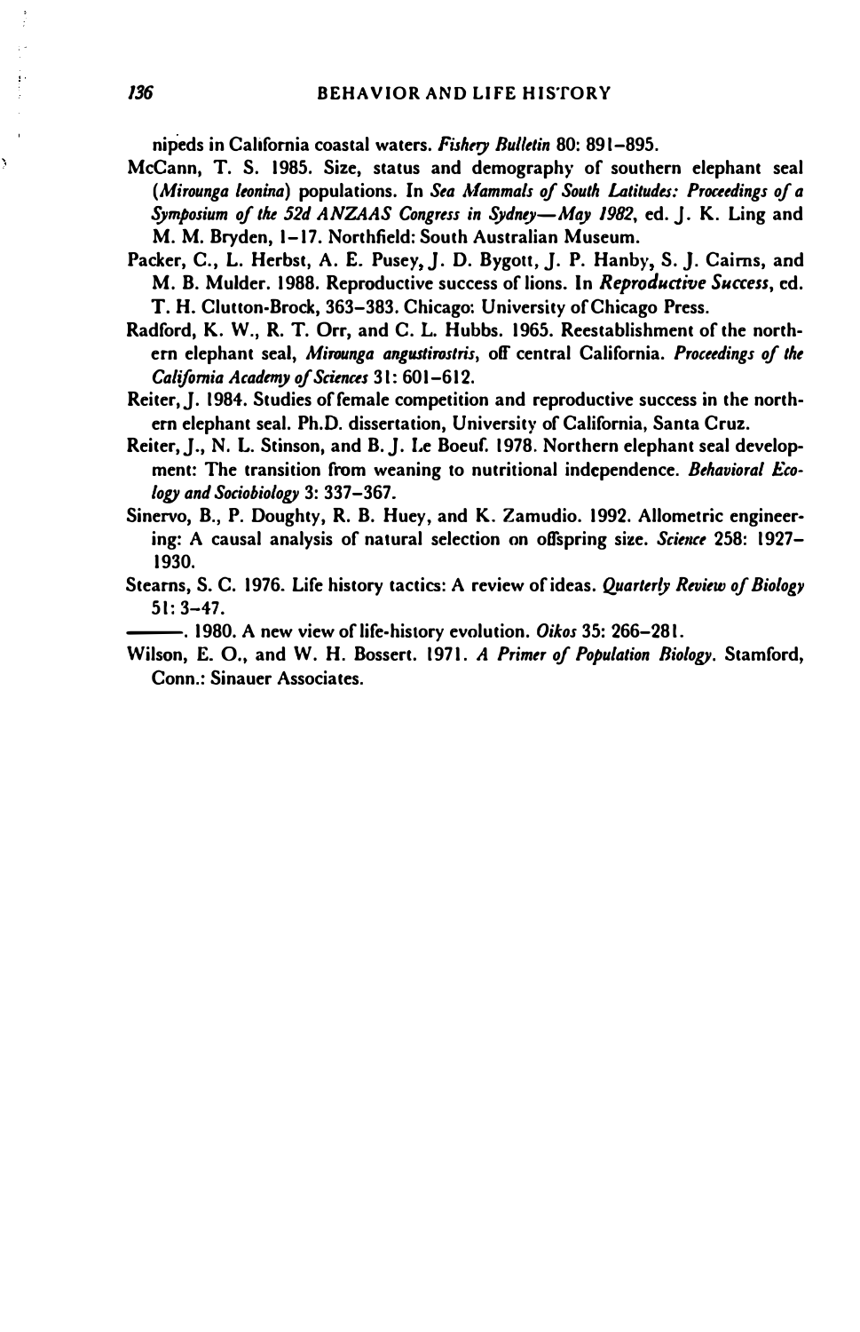nipeds in California coastal waters. *Fishery Bulletin* 80: 891–895.

McCann, T. S. 1985. Size, status and demography of southern elephant seal (*Mirounga leonina*) populations. In *Sea Mammals of South Latitudes: Proceedings of a Symposium of the 52d ANZAAS Congress in Sydney—May 1982*, ed. J. K. Ling and M. M. Bryden, 1–17. Northfield: South Australian Museum.

Packer, C., L. Herbst, A. E. Pusey, J. D. Bygott, J. P. Hanby, S. J. Cairns, and M. B. Mulder. 1988. Reproductive success of lions. In *Reproductive Success*, ed. T. H. Clutton-Brock, 363–383. Chicago: University of Chicago Press.

Radford, K. W., R. T. Orr, and C. L. Hubbs. 1965. Reestablishment of the northern elephant seal, *Mirounga angustirostris*, off central California. *Proceedings of the California Academy of Sciences* 31: 601–612.

Reiter, J. 1984. Studies of female competition and reproductive success in the northern elephant seal. Ph.D. dissertation, University of California, Santa Cruz.

Reiter, J., N. L. Stinson, and B. J. Le Boeuf. 1978. Northern elephant seal development: The transition from weaning to nutritional independence. *Behavioral Ecology and Sociobiology* 3: 337–367.

Sinervo, B., P. Doughty, R. B. Huey, and K. Zamudio. 1992. Allometric engineering: A causal analysis of natural selection on offspring size. *Science* 258: 1927–1930.

Stearns, S. C. 1976. Life history tactics: A review of ideas. *Quarterly Review of Biology* 51: 3–47.

———. 1980. A new view of life-history evolution. *Oikos* 35: 266–281.

Wilson, E. O., and W. H. Bossert. 1971. *A Primer of Population Biology*. Stamford, Conn.: Sinauer Associates.